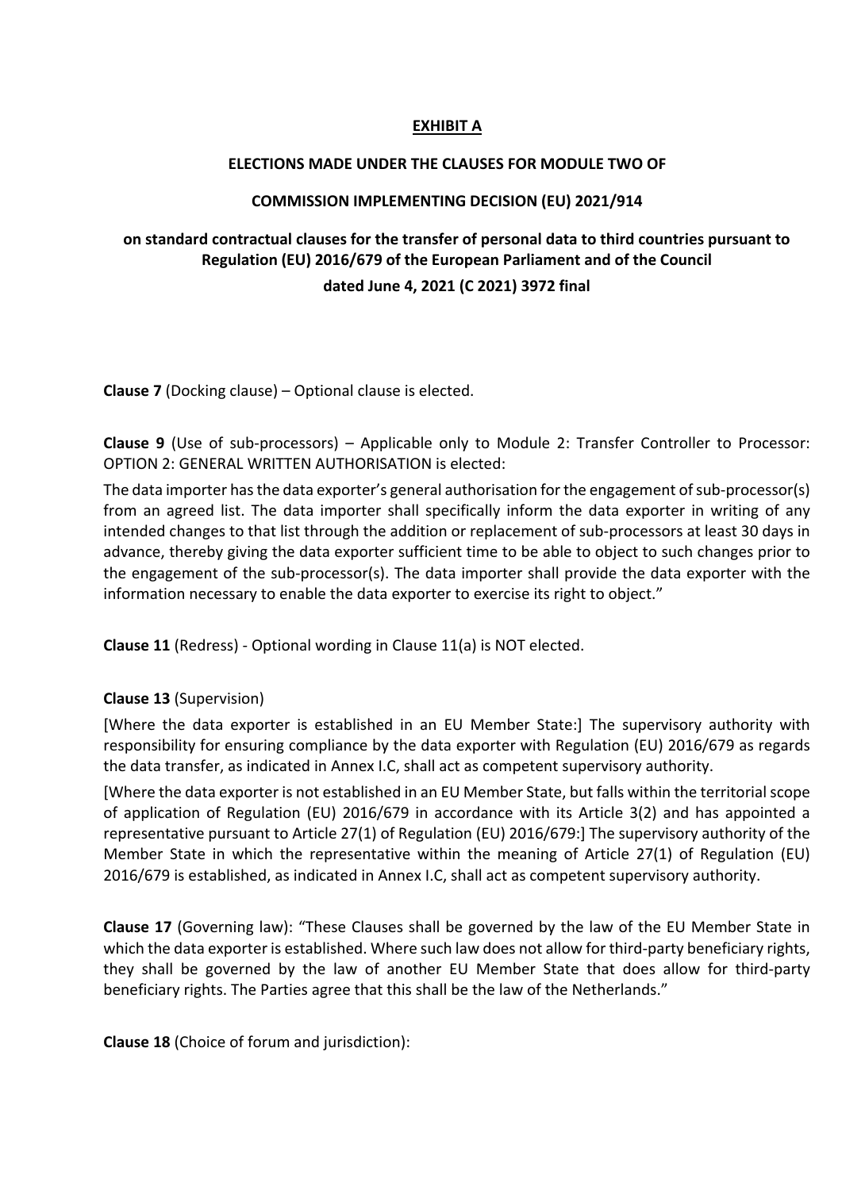**EXHIBIT A**

**ELECTIONS MADE UNDER THE CLAUSES FOR MODULE TWO OF**

**COMMISSION IMPLEMENTING DECISION (EU) 2021/914**

**on standard contractual clauses for the transfer of personal data to third countries pursuant to Regulation (EU) 2016/679 of the European Parliament and of the Council**

**dated June 4, 2021 (C 2021) 3972 final**

**Clause 7** (Docking clause) – Optional clause is elected.

**Clause 9** (Use of sub-processors) – Applicable only to Module 2: Transfer Controller to Processor: OPTION 2: GENERAL WRITTEN AUTHORISATION is elected:

The data importer has the data exporter's general authorisation for the engagement of sub-processor(s) from an agreed list. The data importer shall specifically inform the data exporter in writing of any intended changes to that list through the addition or replacement of sub-processors at least 30 days in advance, thereby giving the data exporter sufficient time to be able to object to such changes prior to the engagement of the sub-processor(s). The data importer shall provide the data exporter with the information necessary to enable the data exporter to exercise its right to object."

**Clause 11** (Redress) - Optional wording in Clause 11(a) is NOT elected.

**Clause 13** (Supervision)

[Where the data exporter is established in an EU Member State:] The supervisory authority with responsibility for ensuring compliance by the data exporter with Regulation (EU) 2016/679 as regards the data transfer, as indicated in Annex I.C, shall act as competent supervisory authority.

[Where the data exporter is not established in an EU Member State, but falls within the territorial scope of application of Regulation (EU) 2016/679 in accordance with its Article 3(2) and has appointed a representative pursuant to Article 27(1) of Regulation (EU) 2016/679:] The supervisory authority of the Member State in which the representative within the meaning of Article 27(1) of Regulation (EU) 2016/679 is established, as indicated in Annex I.C, shall act as competent supervisory authority.

**Clause 17** (Governing law): "These Clauses shall be governed by the law of the EU Member State in which the data exporter is established. Where such law does not allow for third-party beneficiary rights, they shall be governed by the law of another EU Member State that does allow for third-party beneficiary rights. The Parties agree that this shall be the law of the Netherlands."

**Clause 18** (Choice of forum and jurisdiction):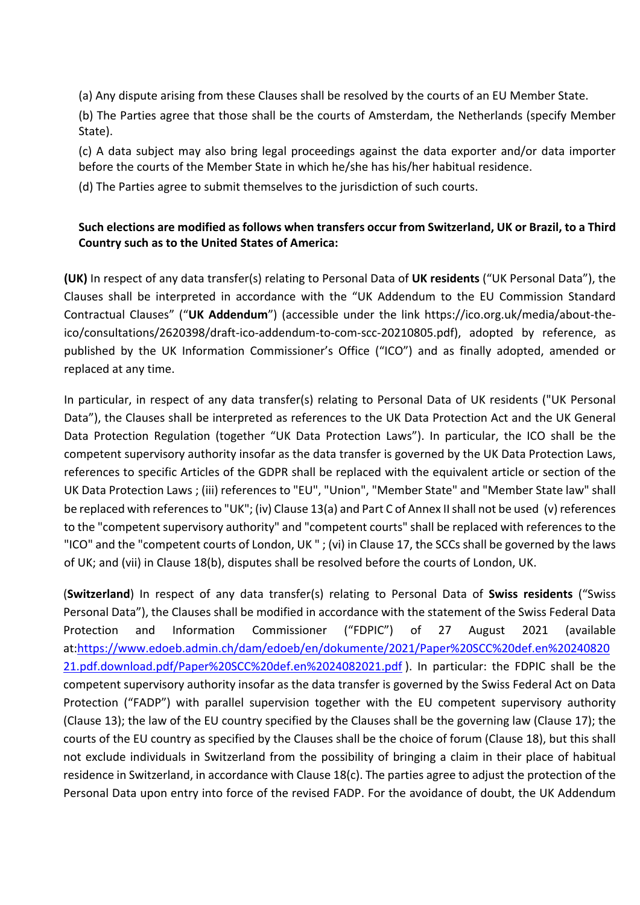(a) Any dispute arising from these Clauses shall be resolved by the courts of an EU Member State.

(b) The Parties agree that those shall be the courts of Amsterdam, the Netherlands (specify Member State).

(c) A data subject may also bring legal proceedings against the data exporter and/or data importer before the courts of the Member State in which he/she has his/her habitual residence.

(d) The Parties agree to submit themselves to the jurisdiction of such courts.

**Such elections are modified as follows when transfers occur from Switzerland, UK or Brazil, to a Third Country such as to the United States of America:**

**(UK)** In respect of any data transfer(s) relating to Personal Data of **UK residents** ("UK Personal Data"), the Clauses shall be interpreted in accordance with the "UK Addendum to the EU Commission Standard Contractual Clauses" ("**UK Addendum**") (accessible under the link https://ico.org.uk/media/about-the-ico/consultations/2620398/draft-ico-addendum-to-com-scc-20210805.pdf), adopted by reference, as published by the UK Information Commissioner's Office ("ICO") and as finally adopted, amended or replaced at any time.

In particular, in respect of any data transfer(s) relating to Personal Data of UK residents ("UK Personal Data"), the Clauses shall be interpreted as references to the UK Data Protection Act and the UK General Data Protection Regulation (together "UK Data Protection Laws"). In particular, the ICO shall be the competent supervisory authority insofar as the data transfer is governed by the UK Data Protection Laws, references to specific Articles of the GDPR shall be replaced with the equivalent article or section of the UK Data Protection Laws ; (iii) references to "EU", "Union", "Member State" and "Member State law" shall be replaced with references to "UK"; (iv) Clause 13(a) and Part C of Annex II shall not be used (v) references to the "competent supervisory authority" and "competent courts" shall be replaced with references to the "ICO" and the "competent courts of London, UK " ; (vi) in Clause 17, the SCCs shall be governed by the laws of UK; and (vii) in Clause 18(b), disputes shall be resolved before the courts of London, UK.

(**Switzerland**) In respect of any data transfer(s) relating to Personal Data of **Swiss residents** ("Swiss Personal Data"), the Clauses shall be modified in accordance with the statement of the Swiss Federal Data Protection and Information Commissioner ("FDPIC") of 27 August 2021 (available at:https://www.edoeb.admin.ch/dam/edoeb/en/dokumente/2021/Paper%20SCC%20def.en%2024082021.pdf.download.pdf/Paper%20SCC%20def.en%2024082021.pdf ). In particular: the FDPIC shall be the competent supervisory authority insofar as the data transfer is governed by the Swiss Federal Act on Data Protection ("FADP") with parallel supervision together with the EU competent supervisory authority (Clause 13); the law of the EU country specified by the Clauses shall be the governing law (Clause 17); the courts of the EU country as specified by the Clauses shall be the choice of forum (Clause 18), but this shall not exclude individuals in Switzerland from the possibility of bringing a claim in their place of habitual residence in Switzerland, in accordance with Clause 18(c). The parties agree to adjust the protection of the Personal Data upon entry into force of the revised FADP. For the avoidance of doubt, the UK Addendum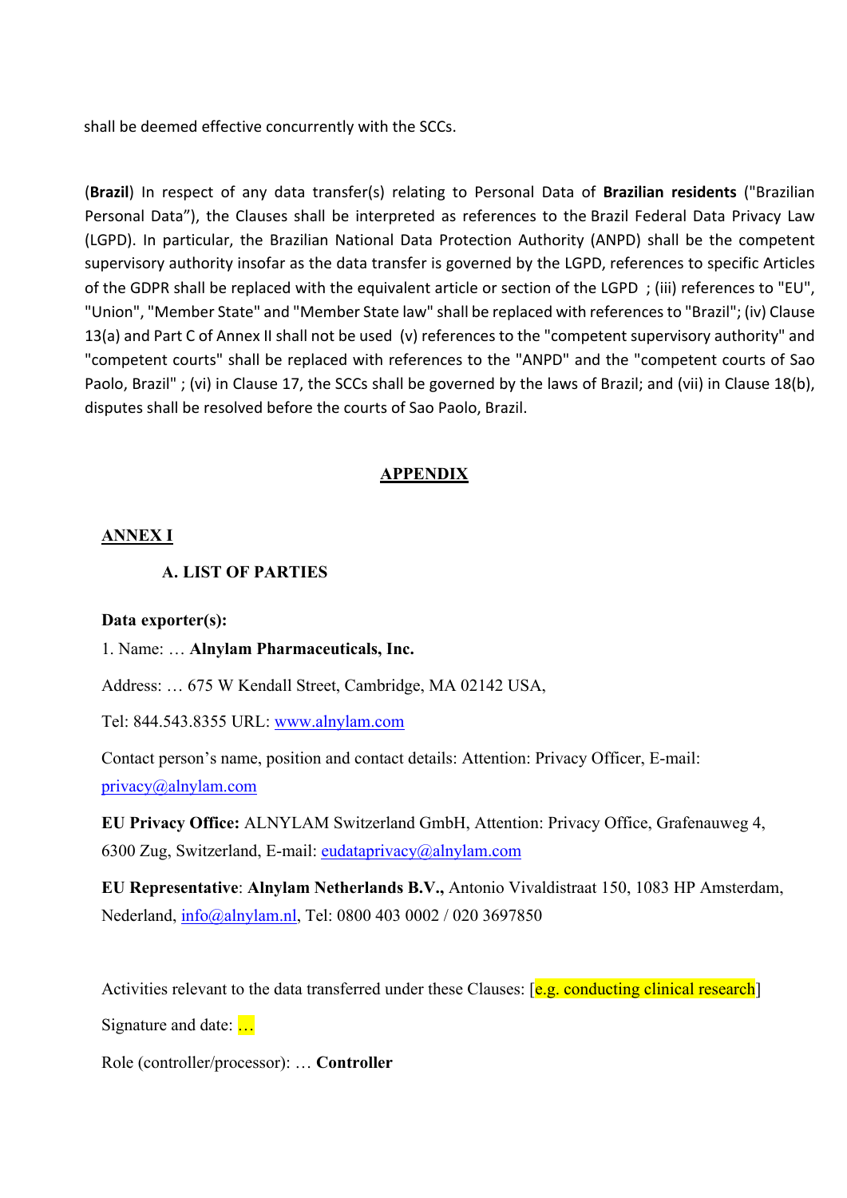shall be deemed effective concurrently with the SCCs.

(**Brazil**) In respect of any data transfer(s) relating to Personal Data of **Brazilian residents** ("Brazilian Personal Data"), the Clauses shall be interpreted as references to the Brazil Federal Data Privacy Law (LGPD). In particular, the Brazilian National Data Protection Authority (ANPD) shall be the competent supervisory authority insofar as the data transfer is governed by the LGPD, references to specific Articles of the GDPR shall be replaced with the equivalent article or section of the LGPD ; (iii) references to "EU", "Union", "Member State" and "Member State law" shall be replaced with references to "Brazil"; (iv) Clause 13(a) and Part C of Annex II shall not be used (v) references to the "competent supervisory authority" and "competent courts" shall be replaced with references to the "ANPD" and the "competent courts of Sao Paolo, Brazil" ; (vi) in Clause 17, the SCCs shall be governed by the laws of Brazil; and (vii) in Clause 18(b), disputes shall be resolved before the courts of Sao Paolo, Brazil.

## APPENDIX

### ANNEX I

#### A. LIST OF PARTIES

**Data exporter(s):**

1. Name: … **Alnylam Pharmaceuticals, Inc.**

Address: … 675 W Kendall Street, Cambridge, MA 02142 USA,

Tel: 844.543.8355 URL: www.alnylam.com

Contact person's name, position and contact details: Attention: Privacy Officer, E-mail: privacy@alnylam.com

**EU Privacy Office:** ALNYLAM Switzerland GmbH, Attention: Privacy Office, Grafenauweg 4, 6300 Zug, Switzerland, E-mail: eudataprivacy@alnylam.com

**EU Representative**: **Alnylam Netherlands B.V.,** Antonio Vivaldistraat 150, 1083 HP Amsterdam, Nederland, info@alnylam.nl, Tel: 0800 403 0002 / 020 3697850

Activities relevant to the data transferred under these Clauses: [e.g. conducting clinical research]

Signature and date: …

Role (controller/processor): … **Controller**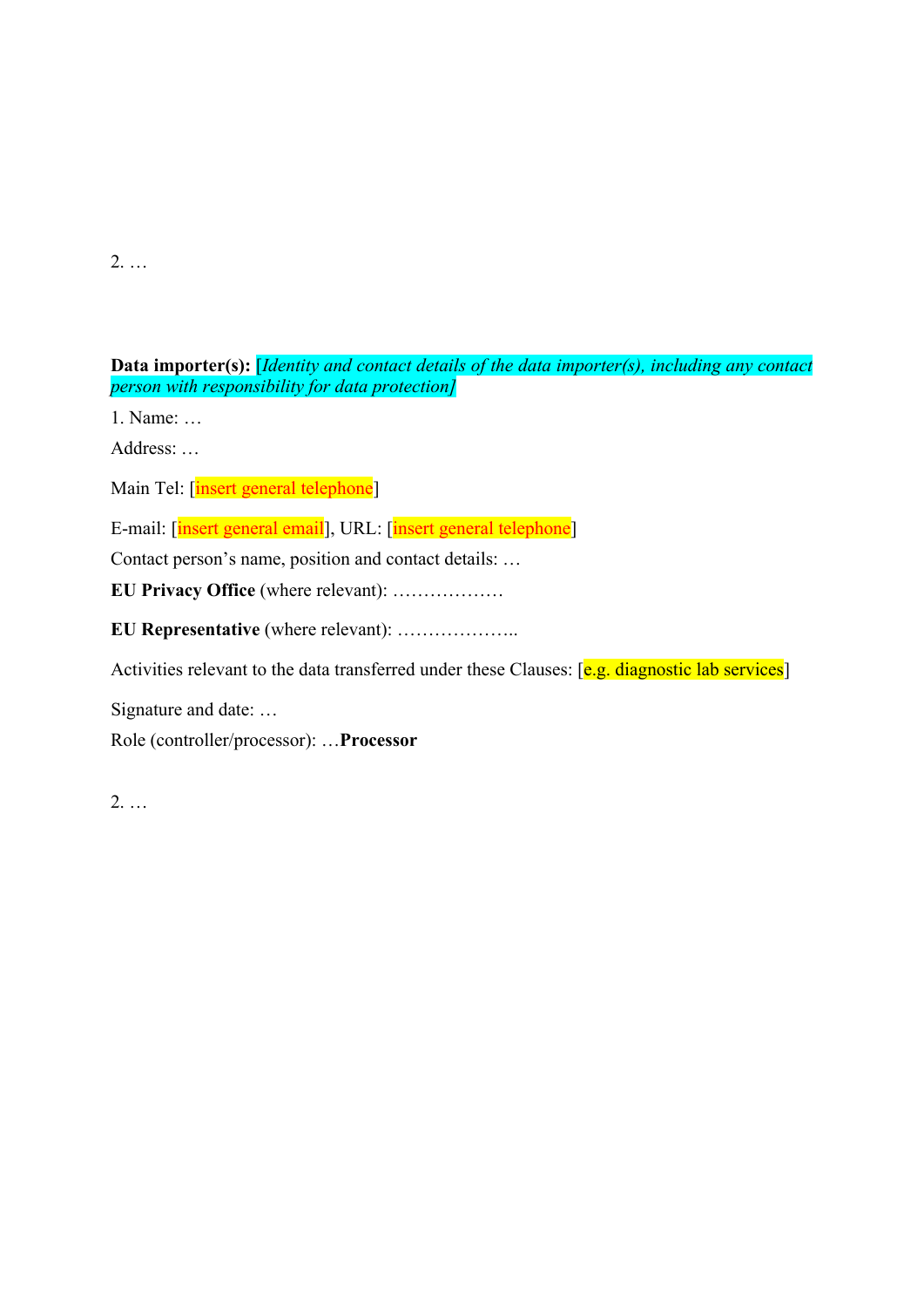2. …

**Data importer(s):** [*Identity and contact details of the data importer(s), including any contact person with responsibility for data protection]*

1. Name: …

Address: …

Main Tel: [insert general telephone]

E-mail: [insert general email], URL: [insert general telephone]

Contact person's name, position and contact details: …

**EU Privacy Office** (where relevant): ………………

**EU Representative** (where relevant): ………………..

Activities relevant to the data transferred under these Clauses: [e.g. diagnostic lab services]

Signature and date: …

Role (controller/processor): …**Processor**

2. …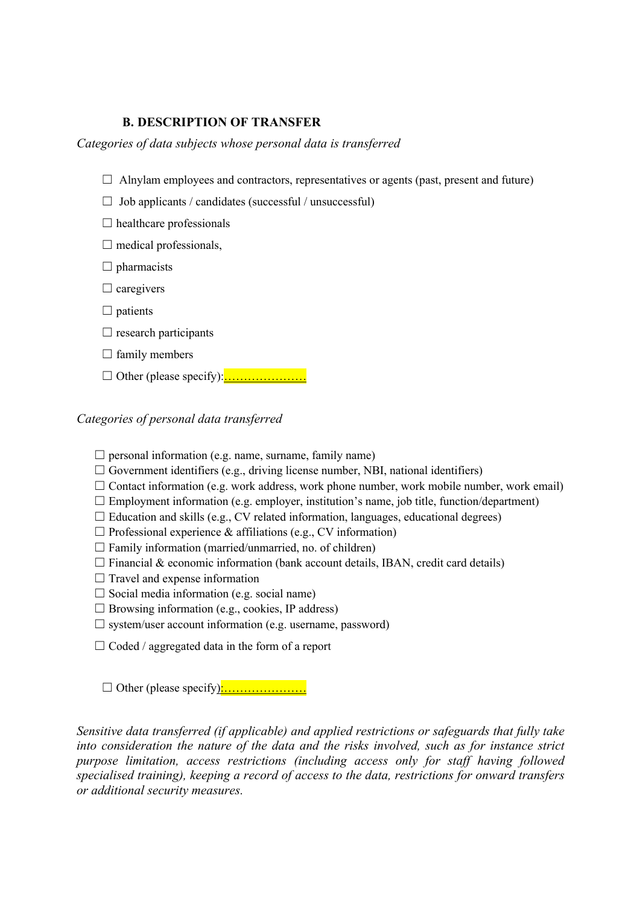## B. DESCRIPTION OF TRANSFER

*Categories of data subjects whose personal data is transferred*

☐ Alnylam employees and contractors, representatives or agents (past, present and future)

☐ Job applicants / candidates (successful / unsuccessful)

☐ healthcare professionals

☐ medical professionals,

☐ pharmacists

☐ caregivers

☐ patients

☐ research participants

☐ family members

☐ Other (please specify):…………………

*Categories of personal data transferred*

☐ personal information (e.g. name, surname, family name)
☐ Government identifiers (e.g., driving license number, NBI, national identifiers)
☐ Contact information (e.g. work address, work phone number, work mobile number, work email)
☐ Employment information (e.g. employer, institution's name, job title, function/department)
☐ Education and skills (e.g., CV related information, languages, educational degrees)
☐ Professional experience & affiliations (e.g., CV information)
☐ Family information (married/unmarried, no. of children)
☐ Financial & economic information (bank account details, IBAN, credit card details)
☐ Travel and expense information
☐ Social media information (e.g. social name)
☐ Browsing information (e.g., cookies, IP address)
☐ system/user account information (e.g. username, password)

☐ Coded / aggregated data in the form of a report

☐ Other (please specify):…………………

*Sensitive data transferred (if applicable) and applied restrictions or safeguards that fully take into consideration the nature of the data and the risks involved, such as for instance strict purpose limitation, access restrictions (including access only for staff having followed specialised training), keeping a record of access to the data, restrictions for onward transfers or additional security measures.*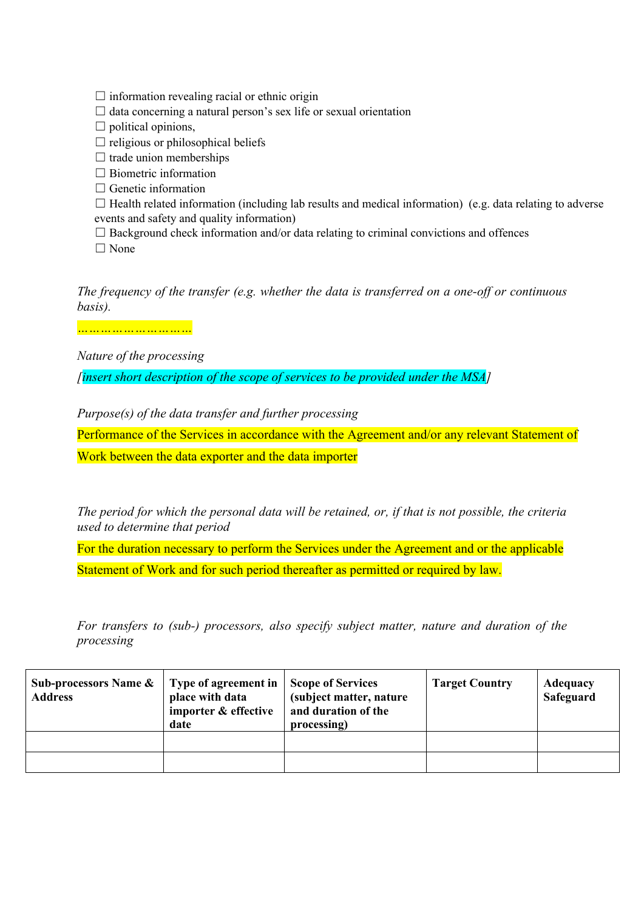☐ information revealing racial or ethnic origin
☐ data concerning a natural person's sex life or sexual orientation
☐ political opinions,
☐ religious or philosophical beliefs
☐ trade union memberships
☐ Biometric information
☐ Genetic information
☐ Health related information (including lab results and medical information) (e.g. data relating to adverse events and safety and quality information)
☐ Background check information and/or data relating to criminal convictions and offences
☐ None

*The frequency of the transfer (e.g. whether the data is transferred on a one-off or continuous basis).*

…………………………

*Nature of the processing*

*[insert short description of the scope of services to be provided under the MSA]*

*Purpose(s) of the data transfer and further processing*

Performance of the Services in accordance with the Agreement and/or any relevant Statement of Work between the data exporter and the data importer

*The period for which the personal data will be retained, or, if that is not possible, the criteria used to determine that period*

For the duration necessary to perform the Services under the Agreement and or the applicable Statement of Work and for such period thereafter as permitted or required by law.

*For transfers to (sub-) processors, also specify subject matter, nature and duration of the processing*

| **Sub-processors Name & Address** | **Type of agreement in place with data importer & effective date** | **Scope of Services (subject matter, nature and duration of the processing)** | **Target Country** | **Adequacy Safeguard** |
|---|---|---|---|---|
| | | | | |
| | | | | |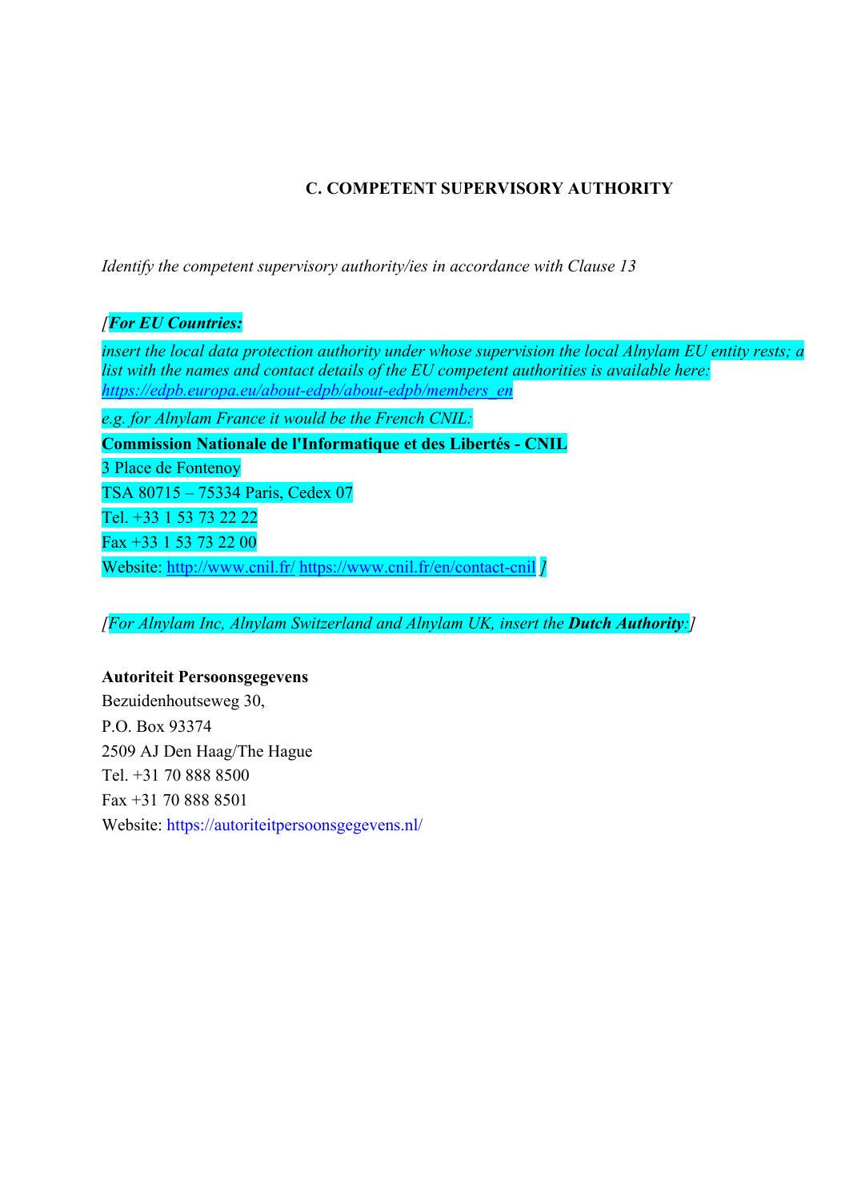### C. COMPETENT SUPERVISORY AUTHORITY

*Identify the competent supervisory authority/ies in accordance with Clause 13*

*[**For EU Countries:***

*insert the local data protection authority under whose supervision the local Alnylam EU entity rests; a list with the names and contact details of the EU competent authorities is available here: https://edpb.europa.eu/about-edpb/about-edpb/members_en*

*e.g. for Alnylam France it would be the French CNIL:*

**Commission Nationale de l'Informatique et des Libertés - CNIL**

3 Place de Fontenoy

TSA 80715 – 75334 Paris, Cedex 07

Tel. +33 1 53 73 22 22

Fax +33 1 53 73 22 00

Website: http://www.cnil.fr/ https://www.cnil.fr/en/contact-cnil *]*

*[For Alnylam Inc, Alnylam Switzerland and Alnylam UK, insert the **Dutch Authority**:]*

**Autoriteit Persoonsgegevens**

Bezuidenhoutseweg 30,

P.O. Box 93374

2509 AJ Den Haag/The Hague

Tel. +31 70 888 8500

Fax +31 70 888 8501

Website: https://autoriteitpersoonsgegevens.nl/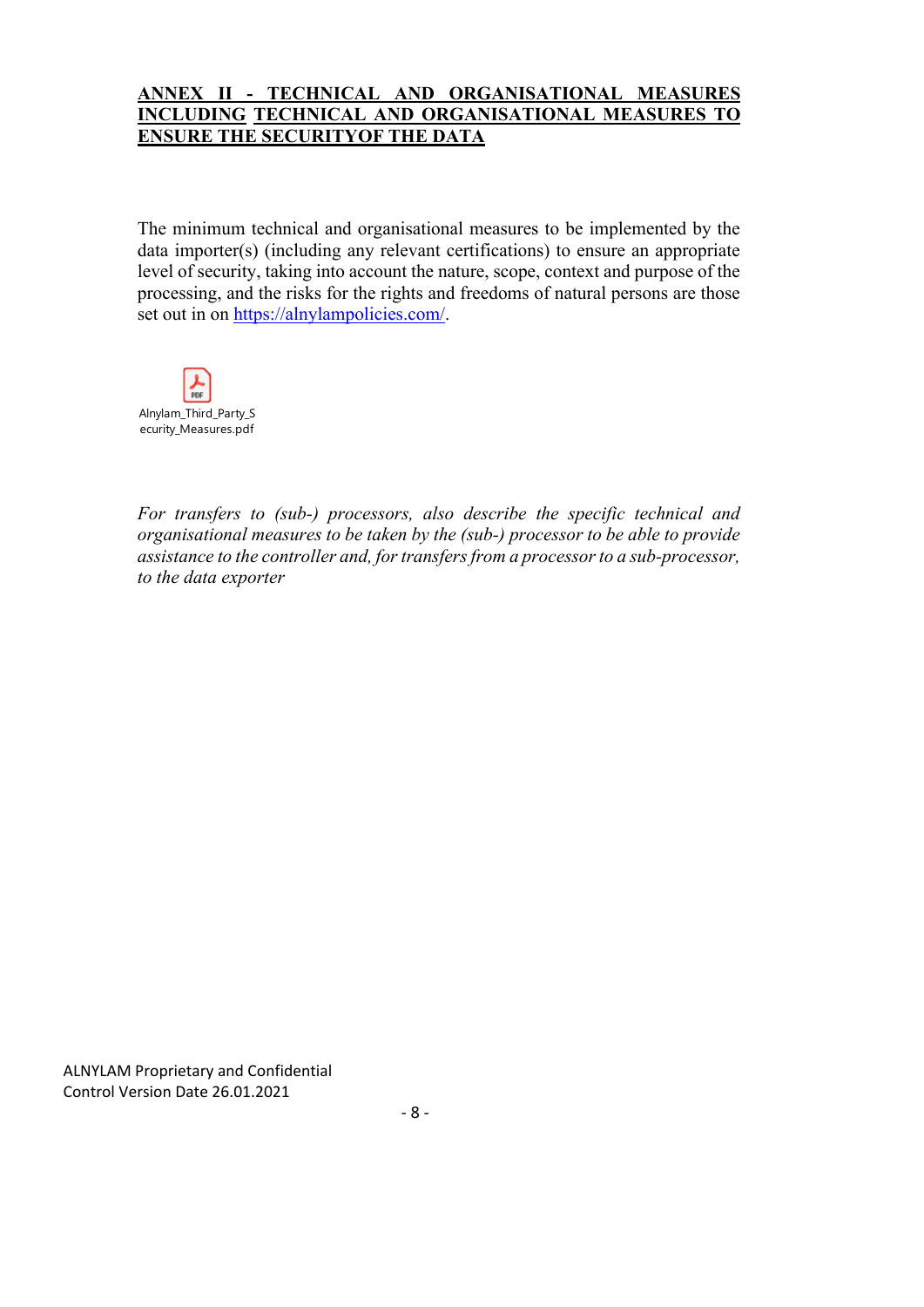## ANNEX II - TECHNICAL AND ORGANISATIONAL MEASURES INCLUDING TECHNICAL AND ORGANISATIONAL MEASURES TO ENSURE THE SECURITYOF THE DATA

The minimum technical and organisational measures to be implemented by the data importer(s) (including any relevant certifications) to ensure an appropriate level of security, taking into account the nature, scope, context and purpose of the processing, and the risks for the rights and freedoms of natural persons are those set out in on https://alnylampolicies.com/.

Alnylam_Third_Party_Security_Measures.pdf

*For transfers to (sub-) processors, also describe the specific technical and organisational measures to be taken by the (sub-) processor to be able to provide assistance to the controller and, for transfers from a processor to a sub-processor, to the data exporter*

ALNYLAM Proprietary and Confidential
Control Version Date 26.01.2021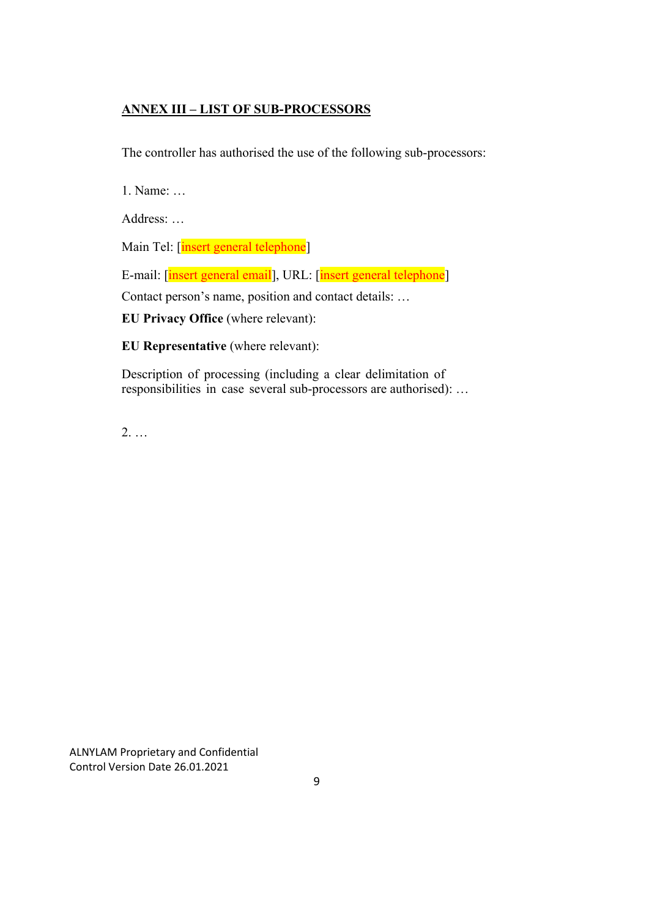## ANNEX III – LIST OF SUB-PROCESSORS

The controller has authorised the use of the following sub-processors:

1. Name: …

Address: …

Main Tel: [insert general telephone]

E-mail: [insert general email], URL: [insert general telephone]

Contact person's name, position and contact details: …

**EU Privacy Office** (where relevant):

**EU Representative** (where relevant):

Description of processing (including a clear delimitation of responsibilities in case several sub-processors are authorised): …

2. …

ALNYLAM Proprietary and Confidential
Control Version Date 26.01.2021